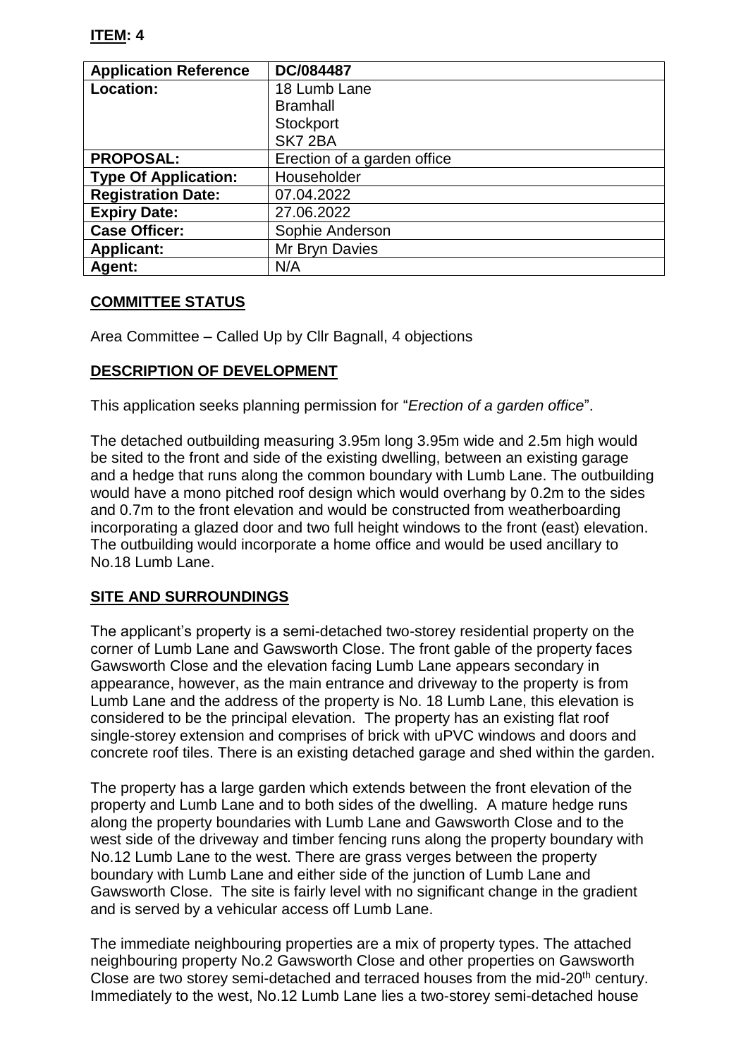**ITEM: 4**

| Application Reference | DC/084487 |
|---|---|
| **Location:** | 18 Lumb Lane<br>Bramhall<br>Stockport<br>SK7 2BA |
| **PROPOSAL:** | Erection of a garden office |
| **Type Of Application:** | Householder |
| **Registration Date:** | 07.04.2022 |
| **Expiry Date:** | 27.06.2022 |
| **Case Officer:** | Sophie Anderson |
| **Applicant:** | Mr Bryn Davies |
| **Agent:** | N/A |

## COMMITTEE STATUS

Area Committee – Called Up by Cllr Bagnall, 4 objections

## DESCRIPTION OF DEVELOPMENT

This application seeks planning permission for "*Erection of a garden office*".

The detached outbuilding measuring 3.95m long 3.95m wide and 2.5m high would be sited to the front and side of the existing dwelling, between an existing garage and a hedge that runs along the common boundary with Lumb Lane. The outbuilding would have a mono pitched roof design which would overhang by 0.2m to the sides and 0.7m to the front elevation and would be constructed from weatherboarding incorporating a glazed door and two full height windows to the front (east) elevation. The outbuilding would incorporate a home office and would be used ancillary to No.18 Lumb Lane.

## SITE AND SURROUNDINGS

The applicant's property is a semi-detached two-storey residential property on the corner of Lumb Lane and Gawsworth Close. The front gable of the property faces Gawsworth Close and the elevation facing Lumb Lane appears secondary in appearance, however, as the main entrance and driveway to the property is from Lumb Lane and the address of the property is No. 18 Lumb Lane, this elevation is considered to be the principal elevation. The property has an existing flat roof single-storey extension and comprises of brick with uPVC windows and doors and concrete roof tiles. There is an existing detached garage and shed within the garden.

The property has a large garden which extends between the front elevation of the property and Lumb Lane and to both sides of the dwelling. A mature hedge runs along the property boundaries with Lumb Lane and Gawsworth Close and to the west side of the driveway and timber fencing runs along the property boundary with No.12 Lumb Lane to the west. There are grass verges between the property boundary with Lumb Lane and either side of the junction of Lumb Lane and Gawsworth Close. The site is fairly level with no significant change in the gradient and is served by a vehicular access off Lumb Lane.

The immediate neighbouring properties are a mix of property types. The attached neighbouring property No.2 Gawsworth Close and other properties on Gawsworth Close are two storey semi-detached and terraced houses from the mid-20th century. Immediately to the west, No.12 Lumb Lane lies a two-storey semi-detached house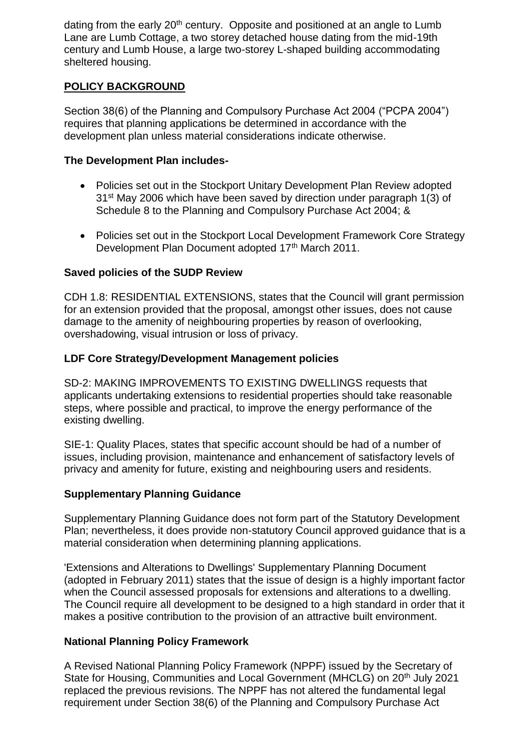dating from the early 20th century. Opposite and positioned at an angle to Lumb Lane are Lumb Cottage, a two storey detached house dating from the mid-19th century and Lumb House, a large two-storey L-shaped building accommodating sheltered housing.

## POLICY BACKGROUND

Section 38(6) of the Planning and Compulsory Purchase Act 2004 ("PCPA 2004") requires that planning applications be determined in accordance with the development plan unless material considerations indicate otherwise.

### The Development Plan includes-

- Policies set out in the Stockport Unitary Development Plan Review adopted 31st May 2006 which have been saved by direction under paragraph 1(3) of Schedule 8 to the Planning and Compulsory Purchase Act 2004; &
- Policies set out in the Stockport Local Development Framework Core Strategy Development Plan Document adopted 17th March 2011.

### Saved policies of the SUDP Review

CDH 1.8: RESIDENTIAL EXTENSIONS, states that the Council will grant permission for an extension provided that the proposal, amongst other issues, does not cause damage to the amenity of neighbouring properties by reason of overlooking, overshadowing, visual intrusion or loss of privacy.

### LDF Core Strategy/Development Management policies

SD-2: MAKING IMPROVEMENTS TO EXISTING DWELLINGS requests that applicants undertaking extensions to residential properties should take reasonable steps, where possible and practical, to improve the energy performance of the existing dwelling.

SIE-1: Quality Places, states that specific account should be had of a number of issues, including provision, maintenance and enhancement of satisfactory levels of privacy and amenity for future, existing and neighbouring users and residents.

### Supplementary Planning Guidance

Supplementary Planning Guidance does not form part of the Statutory Development Plan; nevertheless, it does provide non-statutory Council approved guidance that is a material consideration when determining planning applications.

'Extensions and Alterations to Dwellings' Supplementary Planning Document (adopted in February 2011) states that the issue of design is a highly important factor when the Council assessed proposals for extensions and alterations to a dwelling. The Council require all development to be designed to a high standard in order that it makes a positive contribution to the provision of an attractive built environment.

### National Planning Policy Framework

A Revised National Planning Policy Framework (NPPF) issued by the Secretary of State for Housing, Communities and Local Government (MHCLG) on 20th July 2021 replaced the previous revisions. The NPPF has not altered the fundamental legal requirement under Section 38(6) of the Planning and Compulsory Purchase Act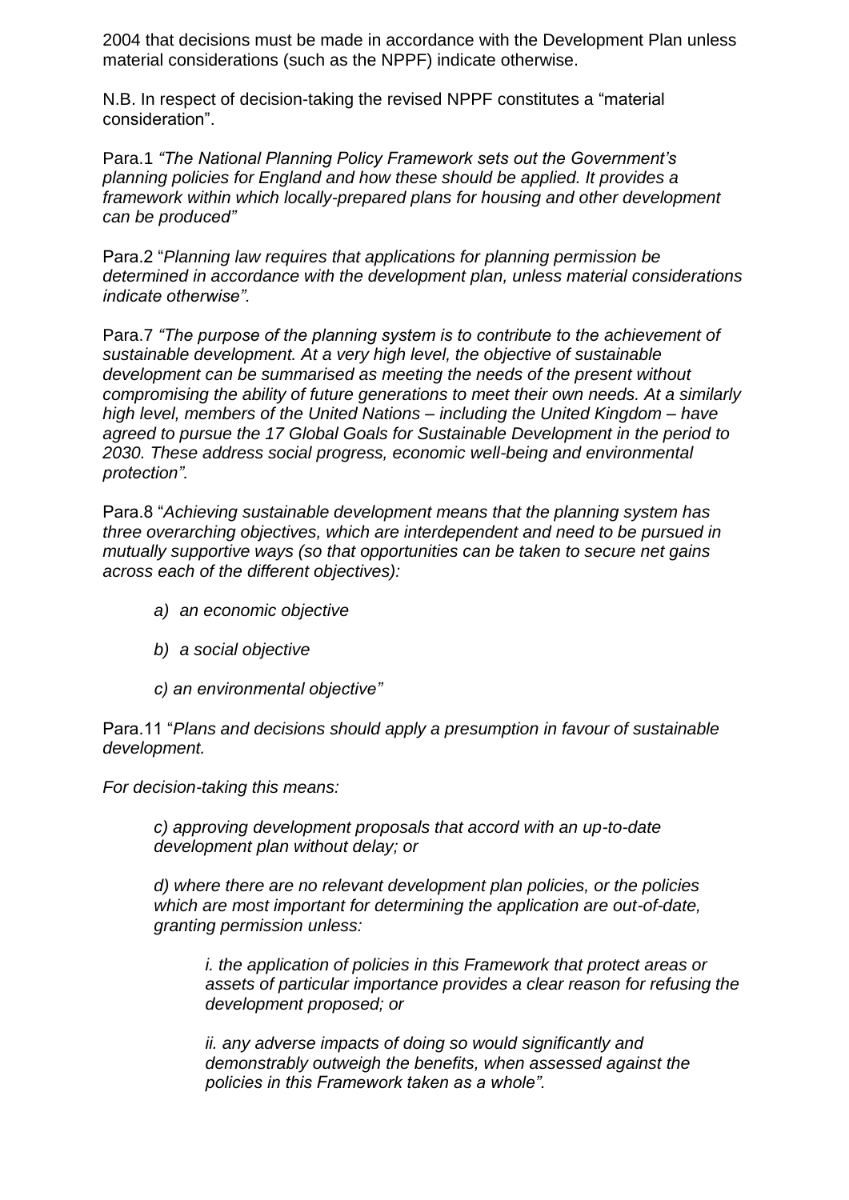2004 that decisions must be made in accordance with the Development Plan unless material considerations (such as the NPPF) indicate otherwise.

N.B. In respect of decision-taking the revised NPPF constitutes a "material consideration".

Para.1 *"The National Planning Policy Framework sets out the Government's planning policies for England and how these should be applied. It provides a framework within which locally-prepared plans for housing and other development can be produced"*

Para.2 "*Planning law requires that applications for planning permission be determined in accordance with the development plan, unless material considerations indicate otherwise".*

Para.7 *"The purpose of the planning system is to contribute to the achievement of sustainable development. At a very high level, the objective of sustainable development can be summarised as meeting the needs of the present without compromising the ability of future generations to meet their own needs. At a similarly high level, members of the United Nations – including the United Kingdom – have agreed to pursue the 17 Global Goals for Sustainable Development in the period to 2030. These address social progress, economic well-being and environmental protection".*

Para.8 "*Achieving sustainable development means that the planning system has three overarching objectives, which are interdependent and need to be pursued in mutually supportive ways (so that opportunities can be taken to secure net gains across each of the different objectives):*

> *a) an economic objective*
>
> *b) a social objective*
>
> *c) an environmental objective"*

Para.11 "*Plans and decisions should apply a presumption in favour of sustainable development.*

*For decision-taking this means:*

> *c) approving development proposals that accord with an up-to-date development plan without delay; or*
>
> *d) where there are no relevant development plan policies, or the policies which are most important for determining the application are out-of-date, granting permission unless:*
>
> > *i. the application of policies in this Framework that protect areas or assets of particular importance provides a clear reason for refusing the development proposed; or*
> >
> > *ii. any adverse impacts of doing so would significantly and demonstrably outweigh the benefits, when assessed against the policies in this Framework taken as a whole".*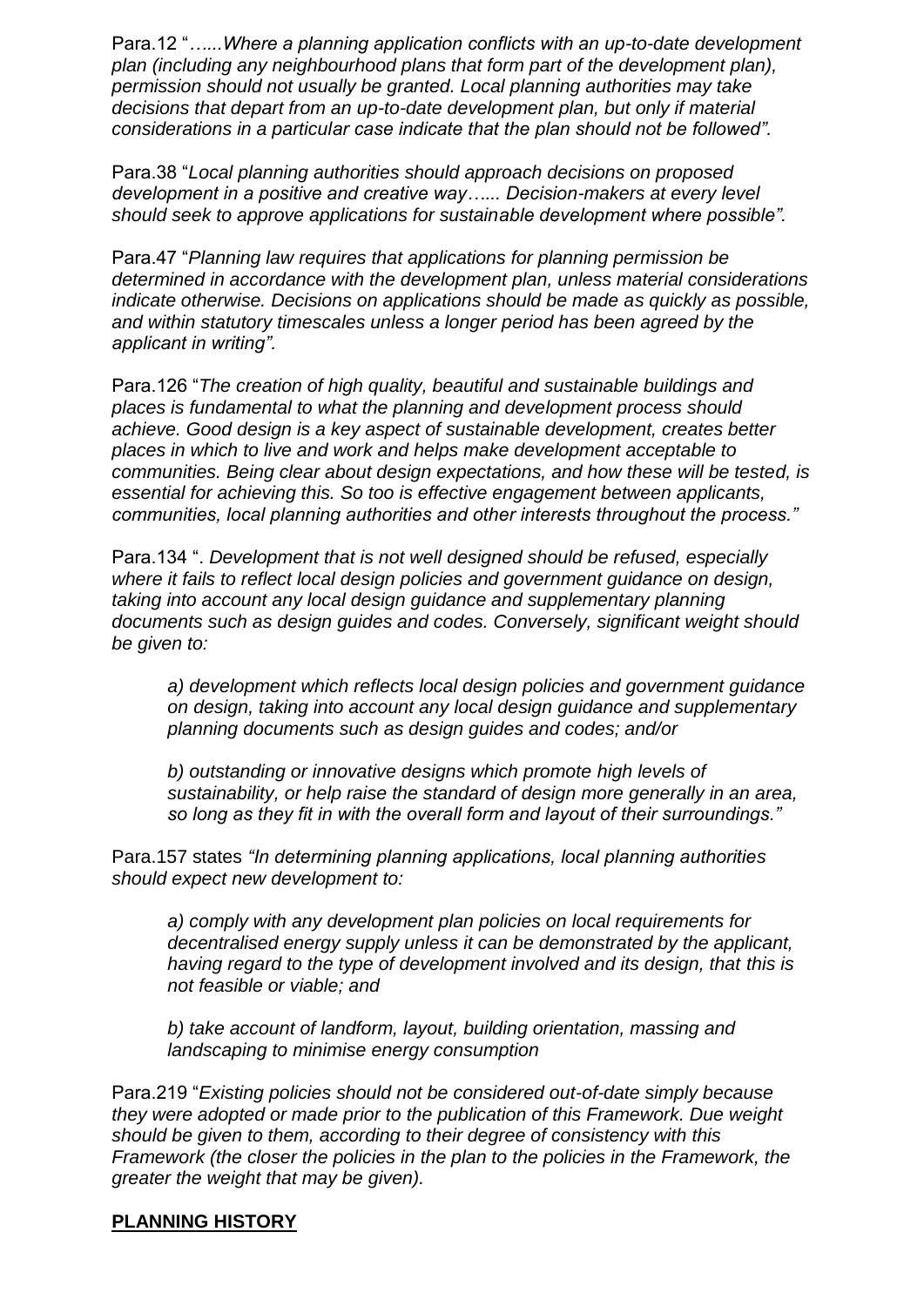Para.12 "*…...Where a planning application conflicts with an up-to-date development plan (including any neighbourhood plans that form part of the development plan), permission should not usually be granted. Local planning authorities may take decisions that depart from an up-to-date development plan, but only if material considerations in a particular case indicate that the plan should not be followed".*

Para.38 "*Local planning authorities should approach decisions on proposed development in a positive and creative way…... Decision-makers at every level should seek to approve applications for sustainable development where possible".*

Para.47 "*Planning law requires that applications for planning permission be determined in accordance with the development plan, unless material considerations indicate otherwise. Decisions on applications should be made as quickly as possible, and within statutory timescales unless a longer period has been agreed by the applicant in writing".*

Para.126 "*The creation of high quality, beautiful and sustainable buildings and places is fundamental to what the planning and development process should achieve. Good design is a key aspect of sustainable development, creates better places in which to live and work and helps make development acceptable to communities. Being clear about design expectations, and how these will be tested, is essential for achieving this. So too is effective engagement between applicants, communities, local planning authorities and other interests throughout the process."*

Para.134 ". *Development that is not well designed should be refused, especially where it fails to reflect local design policies and government guidance on design, taking into account any local design guidance and supplementary planning documents such as design guides and codes. Conversely, significant weight should be given to:*

> *a) development which reflects local design policies and government guidance on design, taking into account any local design guidance and supplementary planning documents such as design guides and codes; and/or*
>
> *b) outstanding or innovative designs which promote high levels of sustainability, or help raise the standard of design more generally in an area, so long as they fit in with the overall form and layout of their surroundings."*

Para.157 states *"In determining planning applications, local planning authorities should expect new development to:*

> *a) comply with any development plan policies on local requirements for decentralised energy supply unless it can be demonstrated by the applicant, having regard to the type of development involved and its design, that this is not feasible or viable; and*
>
> *b) take account of landform, layout, building orientation, massing and landscaping to minimise energy consumption*

Para.219 "*Existing policies should not be considered out-of-date simply because they were adopted or made prior to the publication of this Framework. Due weight should be given to them, according to their degree of consistency with this Framework (the closer the policies in the plan to the policies in the Framework, the greater the weight that may be given).*

## PLANNING HISTORY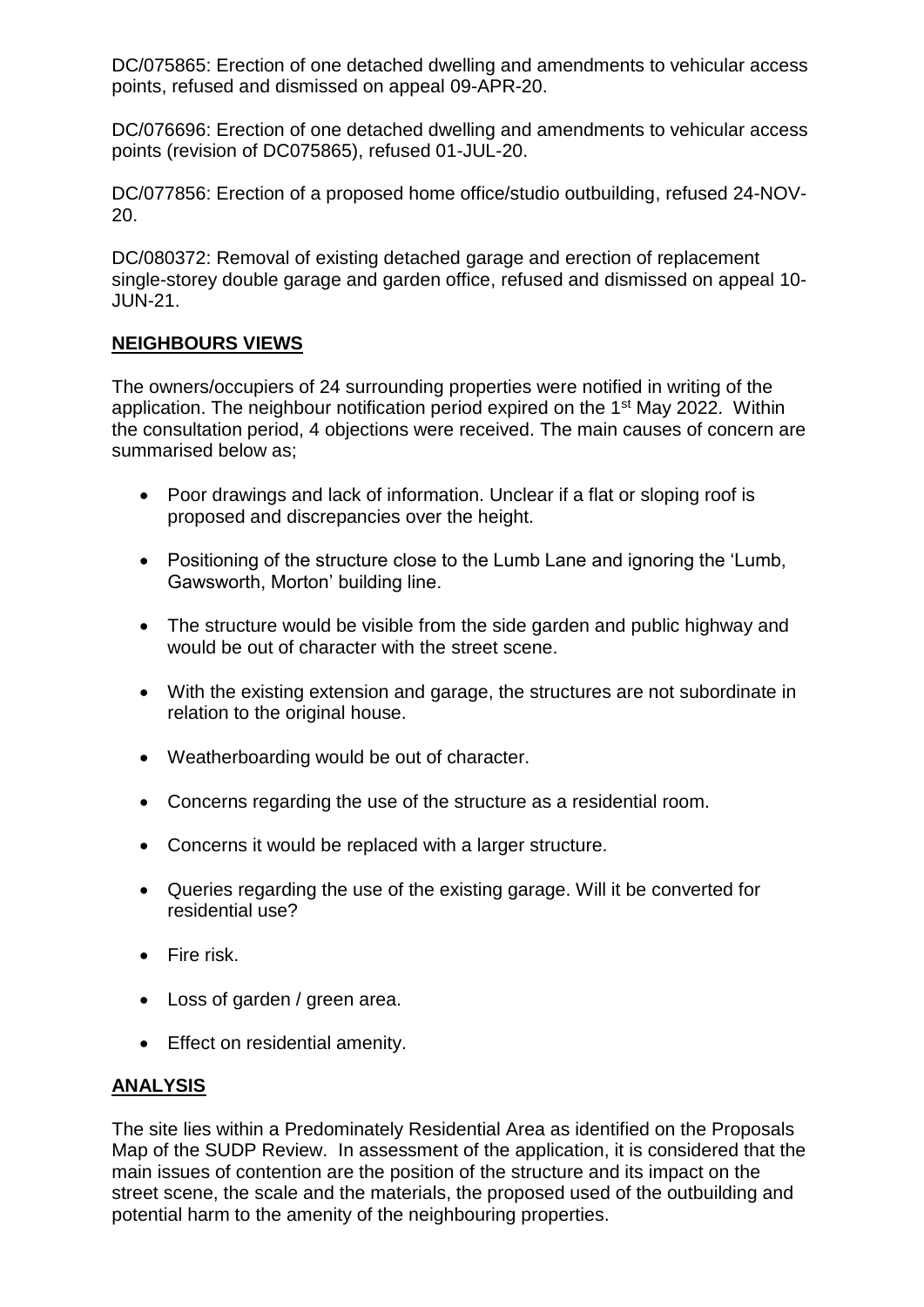DC/075865: Erection of one detached dwelling and amendments to vehicular access points, refused and dismissed on appeal 09-APR-20.

DC/076696: Erection of one detached dwelling and amendments to vehicular access points (revision of DC075865), refused 01-JUL-20.

DC/077856: Erection of a proposed home office/studio outbuilding, refused 24-NOV-20.

DC/080372: Removal of existing detached garage and erection of replacement single-storey double garage and garden office, refused and dismissed on appeal 10-JUN-21.

## NEIGHBOURS VIEWS

The owners/occupiers of 24 surrounding properties were notified in writing of the application. The neighbour notification period expired on the 1st May 2022. Within the consultation period, 4 objections were received. The main causes of concern are summarised below as;

- Poor drawings and lack of information. Unclear if a flat or sloping roof is proposed and discrepancies over the height.
- Positioning of the structure close to the Lumb Lane and ignoring the 'Lumb, Gawsworth, Morton' building line.
- The structure would be visible from the side garden and public highway and would be out of character with the street scene.
- With the existing extension and garage, the structures are not subordinate in relation to the original house.
- Weatherboarding would be out of character.
- Concerns regarding the use of the structure as a residential room.
- Concerns it would be replaced with a larger structure.
- Queries regarding the use of the existing garage. Will it be converted for residential use?
- Fire risk.
- Loss of garden / green area.
- Effect on residential amenity.

## ANALYSIS

The site lies within a Predominately Residential Area as identified on the Proposals Map of the SUDP Review. In assessment of the application, it is considered that the main issues of contention are the position of the structure and its impact on the street scene, the scale and the materials, the proposed used of the outbuilding and potential harm to the amenity of the neighbouring properties.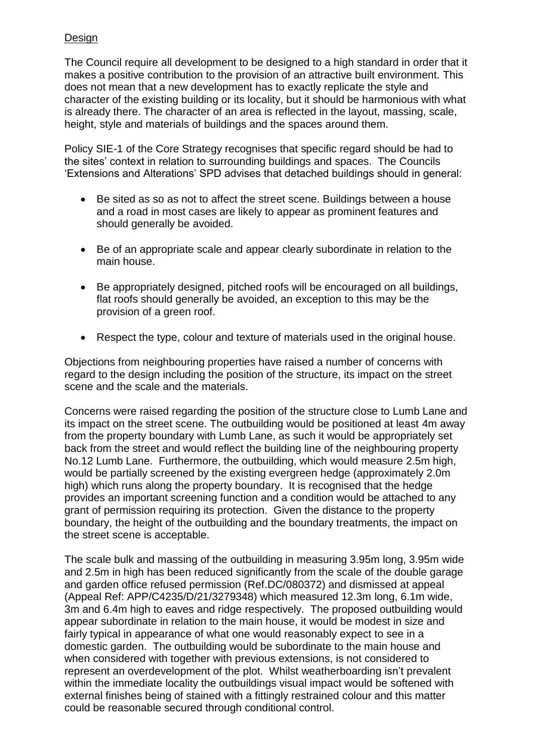## Design

The Council require all development to be designed to a high standard in order that it makes a positive contribution to the provision of an attractive built environment. This does not mean that a new development has to exactly replicate the style and character of the existing building or its locality, but it should be harmonious with what is already there. The character of an area is reflected in the layout, massing, scale, height, style and materials of buildings and the spaces around them.

Policy SIE-1 of the Core Strategy recognises that specific regard should be had to the sites' context in relation to surrounding buildings and spaces. The Councils 'Extensions and Alterations' SPD advises that detached buildings should in general:

- Be sited as so as not to affect the street scene. Buildings between a house and a road in most cases are likely to appear as prominent features and should generally be avoided.
- Be of an appropriate scale and appear clearly subordinate in relation to the main house.
- Be appropriately designed, pitched roofs will be encouraged on all buildings, flat roofs should generally be avoided, an exception to this may be the provision of a green roof.
- Respect the type, colour and texture of materials used in the original house.

Objections from neighbouring properties have raised a number of concerns with regard to the design including the position of the structure, its impact on the street scene and the scale and the materials.

Concerns were raised regarding the position of the structure close to Lumb Lane and its impact on the street scene. The outbuilding would be positioned at least 4m away from the property boundary with Lumb Lane, as such it would be appropriately set back from the street and would reflect the building line of the neighbouring property No.12 Lumb Lane. Furthermore, the outbuilding, which would measure 2.5m high, would be partially screened by the existing evergreen hedge (approximately 2.0m high) which runs along the property boundary. It is recognised that the hedge provides an important screening function and a condition would be attached to any grant of permission requiring its protection. Given the distance to the property boundary, the height of the outbuilding and the boundary treatments, the impact on the street scene is acceptable.

The scale bulk and massing of the outbuilding in measuring 3.95m long, 3.95m wide and 2.5m in high has been reduced significantly from the scale of the double garage and garden office refused permission (Ref.DC/080372) and dismissed at appeal (Appeal Ref: APP/C4235/D/21/3279348) which measured 12.3m long, 6.1m wide, 3m and 6.4m high to eaves and ridge respectively. The proposed outbuilding would appear subordinate in relation to the main house, it would be modest in size and fairly typical in appearance of what one would reasonably expect to see in a domestic garden. The outbuilding would be subordinate to the main house and when considered with together with previous extensions, is not considered to represent an overdevelopment of the plot. Whilst weatherboarding isn't prevalent within the immediate locality the outbuildings visual impact would be softened with external finishes being of stained with a fittingly restrained colour and this matter could be reasonable secured through conditional control.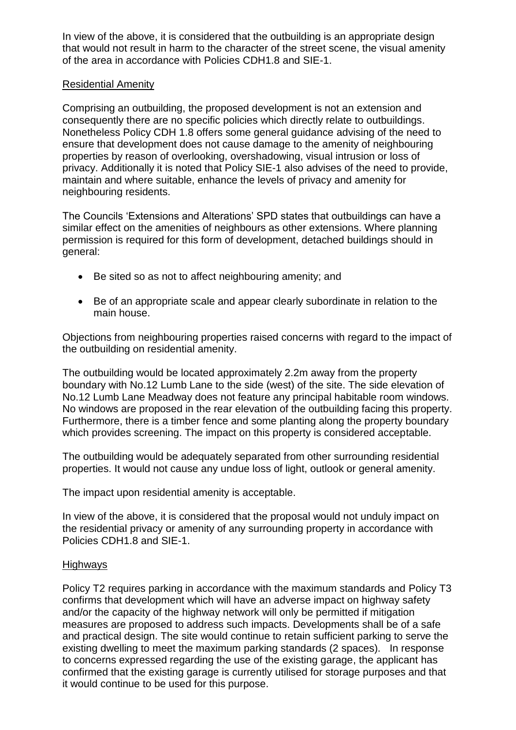In view of the above, it is considered that the outbuilding is an appropriate design that would not result in harm to the character of the street scene, the visual amenity of the area in accordance with Policies CDH1.8 and SIE-1.

## Residential Amenity

Comprising an outbuilding, the proposed development is not an extension and consequently there are no specific policies which directly relate to outbuildings. Nonetheless Policy CDH 1.8 offers some general guidance advising of the need to ensure that development does not cause damage to the amenity of neighbouring properties by reason of overlooking, overshadowing, visual intrusion or loss of privacy. Additionally it is noted that Policy SIE-1 also advises of the need to provide, maintain and where suitable, enhance the levels of privacy and amenity for neighbouring residents.

The Councils 'Extensions and Alterations' SPD states that outbuildings can have a similar effect on the amenities of neighbours as other extensions. Where planning permission is required for this form of development, detached buildings should in general:

- Be sited so as not to affect neighbouring amenity; and
- Be of an appropriate scale and appear clearly subordinate in relation to the main house.

Objections from neighbouring properties raised concerns with regard to the impact of the outbuilding on residential amenity.

The outbuilding would be located approximately 2.2m away from the property boundary with No.12 Lumb Lane to the side (west) of the site. The side elevation of No.12 Lumb Lane Meadway does not feature any principal habitable room windows. No windows are proposed in the rear elevation of the outbuilding facing this property. Furthermore, there is a timber fence and some planting along the property boundary which provides screening. The impact on this property is considered acceptable.

The outbuilding would be adequately separated from other surrounding residential properties. It would not cause any undue loss of light, outlook or general amenity.

The impact upon residential amenity is acceptable.

In view of the above, it is considered that the proposal would not unduly impact on the residential privacy or amenity of any surrounding property in accordance with Policies CDH1.8 and SIE-1.

## Highways

Policy T2 requires parking in accordance with the maximum standards and Policy T3 confirms that development which will have an adverse impact on highway safety and/or the capacity of the highway network will only be permitted if mitigation measures are proposed to address such impacts. Developments shall be of a safe and practical design. The site would continue to retain sufficient parking to serve the existing dwelling to meet the maximum parking standards (2 spaces). In response to concerns expressed regarding the use of the existing garage, the applicant has confirmed that the existing garage is currently utilised for storage purposes and that it would continue to be used for this purpose.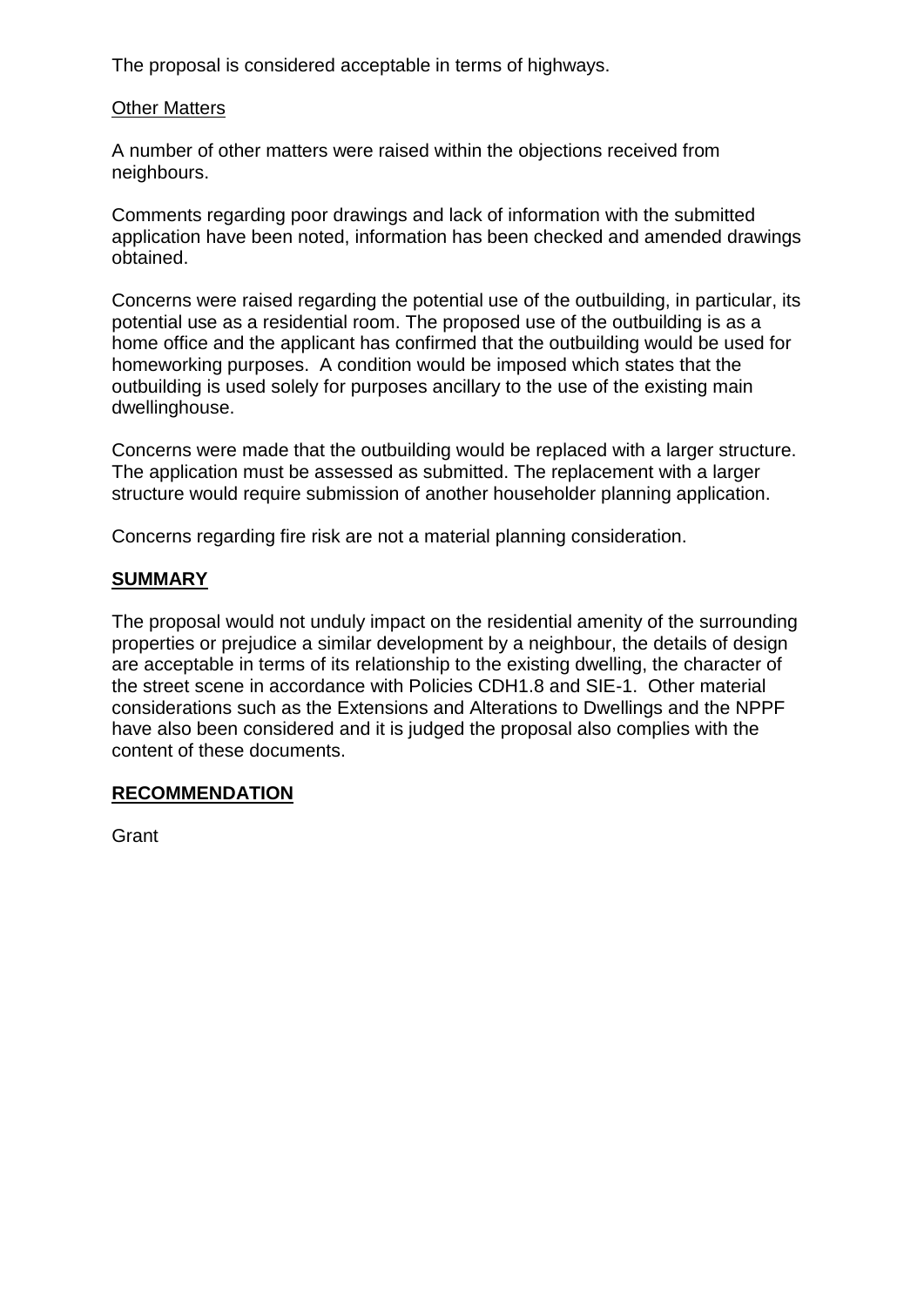The proposal is considered acceptable in terms of highways.

Other Matters

A number of other matters were raised within the objections received from neighbours.

Comments regarding poor drawings and lack of information with the submitted application have been noted, information has been checked and amended drawings obtained.

Concerns were raised regarding the potential use of the outbuilding, in particular, its potential use as a residential room. The proposed use of the outbuilding is as a home office and the applicant has confirmed that the outbuilding would be used for homeworking purposes. A condition would be imposed which states that the outbuilding is used solely for purposes ancillary to the use of the existing main dwellinghouse.

Concerns were made that the outbuilding would be replaced with a larger structure. The application must be assessed as submitted. The replacement with a larger structure would require submission of another householder planning application.

Concerns regarding fire risk are not a material planning consideration.

## SUMMARY

The proposal would not unduly impact on the residential amenity of the surrounding properties or prejudice a similar development by a neighbour, the details of design are acceptable in terms of its relationship to the existing dwelling, the character of the street scene in accordance with Policies CDH1.8 and SIE-1. Other material considerations such as the Extensions and Alterations to Dwellings and the NPPF have also been considered and it is judged the proposal also complies with the content of these documents.

## RECOMMENDATION

Grant